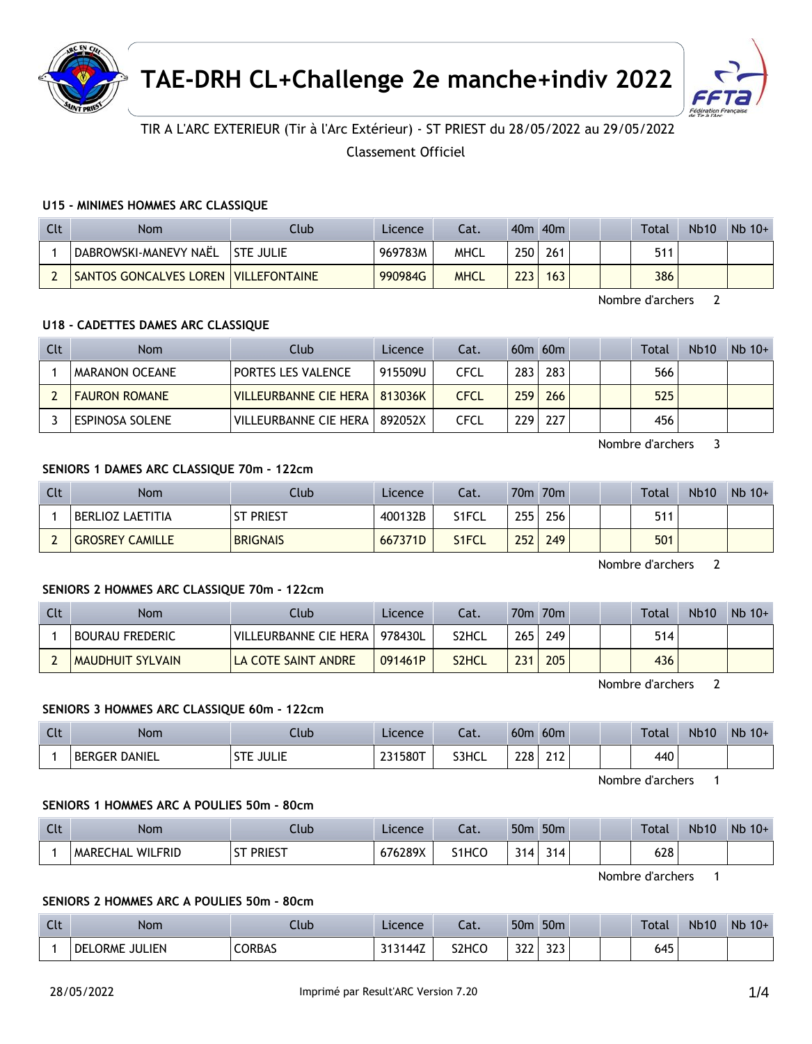# TAE-DRH CL+Challenge 2e manche+indiv 2022

TIR A L'ARC EXTERIEUR (Tir à l'Arc Extérieur) - ST PRIEST du 28/05/2022 au 29/05/2022

Classement Officiel

### U15 - MINIMES HOMMES ARC CLASSIQUE

| Clt | Nom | Club | Licence | Cat. | 40m | 40m | | | Total | Nb10 | Nb 10+ |
|---|---|---|---|---|---|---|---|---|---|---|---|
| 1 | DABROWSKI-MANEVY NAËL | STE JULIE | 969783M | MHCL | 250 | 261 | | | 511 | | |
| 2 | SANTOS GONCALVES LOREN | VILLEFONTAINE | 990984G | MHCL | 223 | 163 | | | 386 | | |

Nombre d'archers 2

### U18 - CADETTES DAMES ARC CLASSIQUE

| Clt | Nom | Club | Licence | Cat. | 60m | 60m | | | Total | Nb10 | Nb 10+ |
|---|---|---|---|---|---|---|---|---|---|---|---|
| 1 | MARANON OCEANE | PORTES LES VALENCE | 915509U | CFCL | 283 | 283 | | | 566 | | |
| 2 | FAURON ROMANE | VILLEURBANNE CIE HERA | 813036K | CFCL | 259 | 266 | | | 525 | | |
| 3 | ESPINOSA SOLENE | VILLEURBANNE CIE HERA | 892052X | CFCL | 229 | 227 | | | 456 | | |

Nombre d'archers 3

### SENIORS 1 DAMES ARC CLASSIQUE 70m - 122cm

| Clt | Nom | Club | Licence | Cat. | 70m | 70m | | | Total | Nb10 | Nb 10+ |
|---|---|---|---|---|---|---|---|---|---|---|---|
| 1 | BERLIOZ LAETITIA | ST PRIEST | 400132B | S1FCL | 255 | 256 | | | 511 | | |
| 2 | GROSREY CAMILLE | BRIGNAIS | 667371D | S1FCL | 252 | 249 | | | 501 | | |

Nombre d'archers 2

### SENIORS 2 HOMMES ARC CLASSIQUE 70m - 122cm

| Clt | Nom | Club | Licence | Cat. | 70m | 70m | | | Total | Nb10 | Nb 10+ |
|---|---|---|---|---|---|---|---|---|---|---|---|
| 1 | BOURAU FREDERIC | VILLEURBANNE CIE HERA | 978430L | S2HCL | 265 | 249 | | | 514 | | |
| 2 | MAUDHUIT SYLVAIN | LA COTE SAINT ANDRE | 091461P | S2HCL | 231 | 205 | | | 436 | | |

Nombre d'archers 2

### SENIORS 3 HOMMES ARC CLASSIQUE 60m - 122cm

| Clt | Nom | Club | Licence | Cat. | 60m | 60m | | | Total | Nb10 | Nb 10+ |
|---|---|---|---|---|---|---|---|---|---|---|---|
| 1 | BERGER DANIEL | STE JULIE | 231580T | S3HCL | 228 | 212 | | | 440 | | |

Nombre d'archers 1

### SENIORS 1 HOMMES ARC A POULIES 50m - 80cm

| Clt | Nom | Club | Licence | Cat. | 50m | 50m | | | Total | Nb10 | Nb 10+ |
|---|---|---|---|---|---|---|---|---|---|---|---|
| 1 | MARECHAL WILFRID | ST PRIEST | 676289X | S1HCO | 314 | 314 | | | 628 | | |

Nombre d'archers 1

### SENIORS 2 HOMMES ARC A POULIES 50m - 80cm

| Clt | Nom | Club | Licence | Cat. | 50m | 50m | | | Total | Nb10 | Nb 10+ |
|---|---|---|---|---|---|---|---|---|---|---|---|
| 1 | DELORME JULIEN | CORBAS | 313144Z | S2HCO | 322 | 323 | | | 645 | | |

28/05/2022 Imprimé par Result'ARC Version 7.20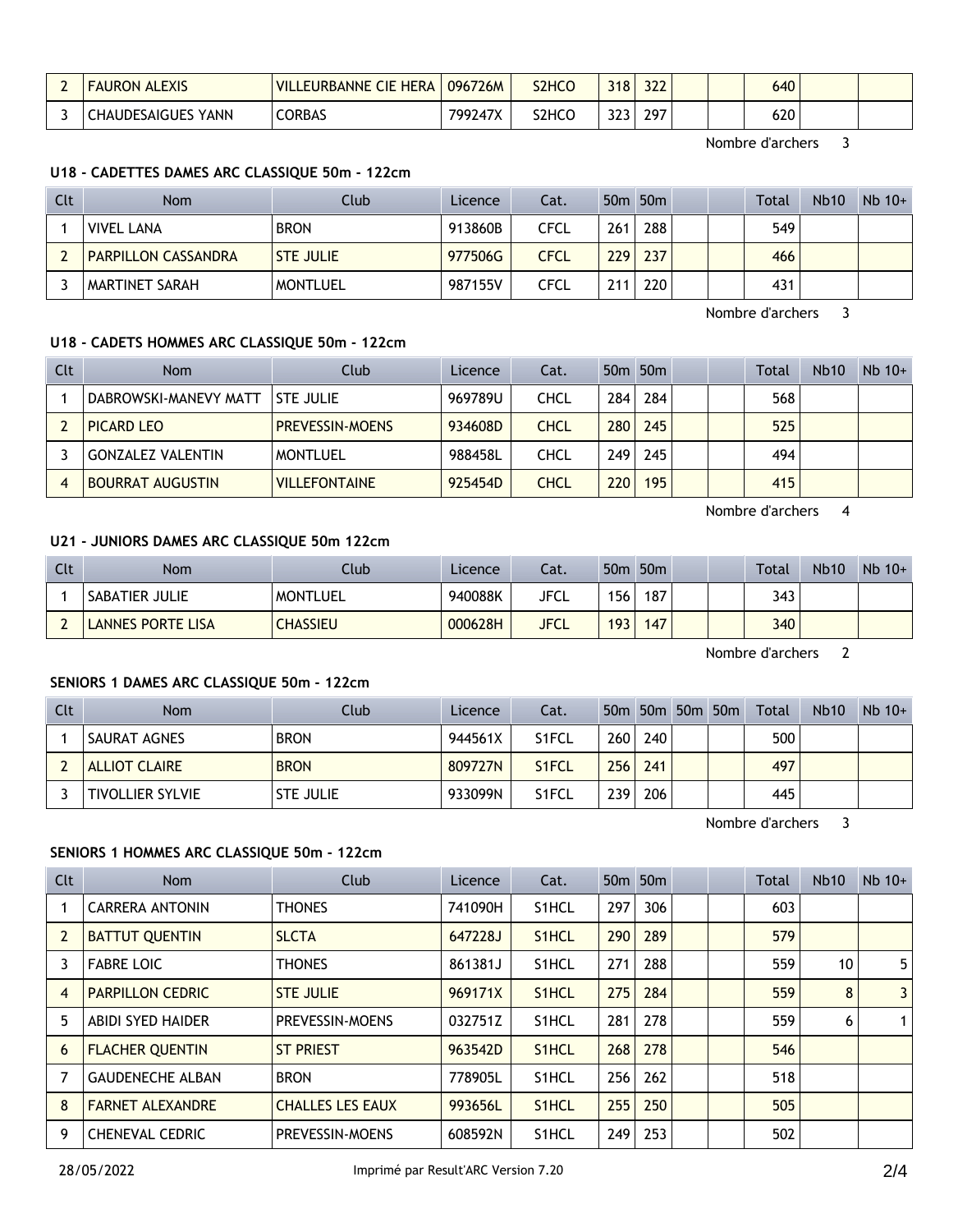| | | | | | | | | | | | | |
|---|---|---|---|---|---|---|---|---|---|---|---|---|
| 2 | FAURON ALEXIS | VILLEURBANNE CIE HERA | 096726M | S2HCO | 318 | 322 | | | 640 | | |
| 3 | CHAUDESAIGUES YANN | CORBAS | 799247X | S2HCO | 323 | 297 | | | 620 | | |

Nombre d'archers 3

### U18 - CADETTES DAMES ARC CLASSIQUE 50m - 122cm

| Clt | Nom | Club | Licence | Cat. | 50m | 50m | | | Total | Nb10 | Nb 10+ |
|---|---|---|---|---|---|---|---|---|---|---|---|
| 1 | VIVEL LANA | BRON | 913860B | CFCL | 261 | 288 | | | 549 | | |
| 2 | PARPILLON CASSANDRA | STE JULIE | 977506G | CFCL | 229 | 237 | | | 466 | | |
| 3 | MARTINET SARAH | MONTLUEL | 987155V | CFCL | 211 | 220 | | | 431 | | |

Nombre d'archers 3

### U18 - CADETS HOMMES ARC CLASSIQUE 50m - 122cm

| Clt | Nom | Club | Licence | Cat. | 50m | 50m | | | Total | Nb10 | Nb 10+ |
|---|---|---|---|---|---|---|---|---|---|---|---|
| 1 | DABROWSKI-MANEVY MATT | STE JULIE | 969789U | CHCL | 284 | 284 | | | 568 | | |
| 2 | PICARD LEO | PREVESSIN-MOENS | 934608D | CHCL | 280 | 245 | | | 525 | | |
| 3 | GONZALEZ VALENTIN | MONTLUEL | 988458L | CHCL | 249 | 245 | | | 494 | | |
| 4 | BOURRAT AUGUSTIN | VILLEFONTAINE | 925454D | CHCL | 220 | 195 | | | 415 | | |

Nombre d'archers 4

### U21 - JUNIORS DAMES ARC CLASSIQUE 50m 122cm

| Clt | Nom | Club | Licence | Cat. | 50m | 50m | | | Total | Nb10 | Nb 10+ |
|---|---|---|---|---|---|---|---|---|---|---|---|
| 1 | SABATIER JULIE | MONTLUEL | 940088K | JFCL | 156 | 187 | | | 343 | | |
| 2 | LANNES PORTE LISA | CHASSIEU | 000628H | JFCL | 193 | 147 | | | 340 | | |

Nombre d'archers 2

### SENIORS 1 DAMES ARC CLASSIQUE 50m - 122cm

| Clt | Nom | Club | Licence | Cat. | 50m | 50m | 50m | 50m | Total | Nb10 | Nb 10+ |
|---|---|---|---|---|---|---|---|---|---|---|---|
| 1 | SAURAT AGNES | BRON | 944561X | S1FCL | 260 | 240 | | | 500 | | |
| 2 | ALLIOT CLAIRE | BRON | 809727N | S1FCL | 256 | 241 | | | 497 | | |
| 3 | TIVOLLIER SYLVIE | STE JULIE | 933099N | S1FCL | 239 | 206 | | | 445 | | |

Nombre d'archers 3

### SENIORS 1 HOMMES ARC CLASSIQUE 50m - 122cm

| Clt | Nom | Club | Licence | Cat. | 50m | 50m | | | Total | Nb10 | Nb 10+ |
|---|---|---|---|---|---|---|---|---|---|---|---|
| 1 | CARRERA ANTONIN | THONES | 741090H | S1HCL | 297 | 306 | | | 603 | | |
| 2 | BATTUT QUENTIN | SLCTA | 647228J | S1HCL | 290 | 289 | | | 579 | | |
| 3 | FABRE LOIC | THONES | 861381J | S1HCL | 271 | 288 | | | 559 | 10 | 5 |
| 4 | PARPILLON CEDRIC | STE JULIE | 969171X | S1HCL | 275 | 284 | | | 559 | 8 | 3 |
| 5 | ABIDI SYED HAIDER | PREVESSIN-MOENS | 032751Z | S1HCL | 281 | 278 | | | 559 | 6 | 1 |
| 6 | FLACHER QUENTIN | ST PRIEST | 963542D | S1HCL | 268 | 278 | | | 546 | | |
| 7 | GAUDENECHE ALBAN | BRON | 778905L | S1HCL | 256 | 262 | | | 518 | | |
| 8 | FARNET ALEXANDRE | CHALLES LES EAUX | 993656L | S1HCL | 255 | 250 | | | 505 | | |
| 9 | CHENEVAL CEDRIC | PREVESSIN-MOENS | 608592N | S1HCL | 249 | 253 | | | 502 | | |

28/05/2022 Imprimé par Result'ARC Version 7.20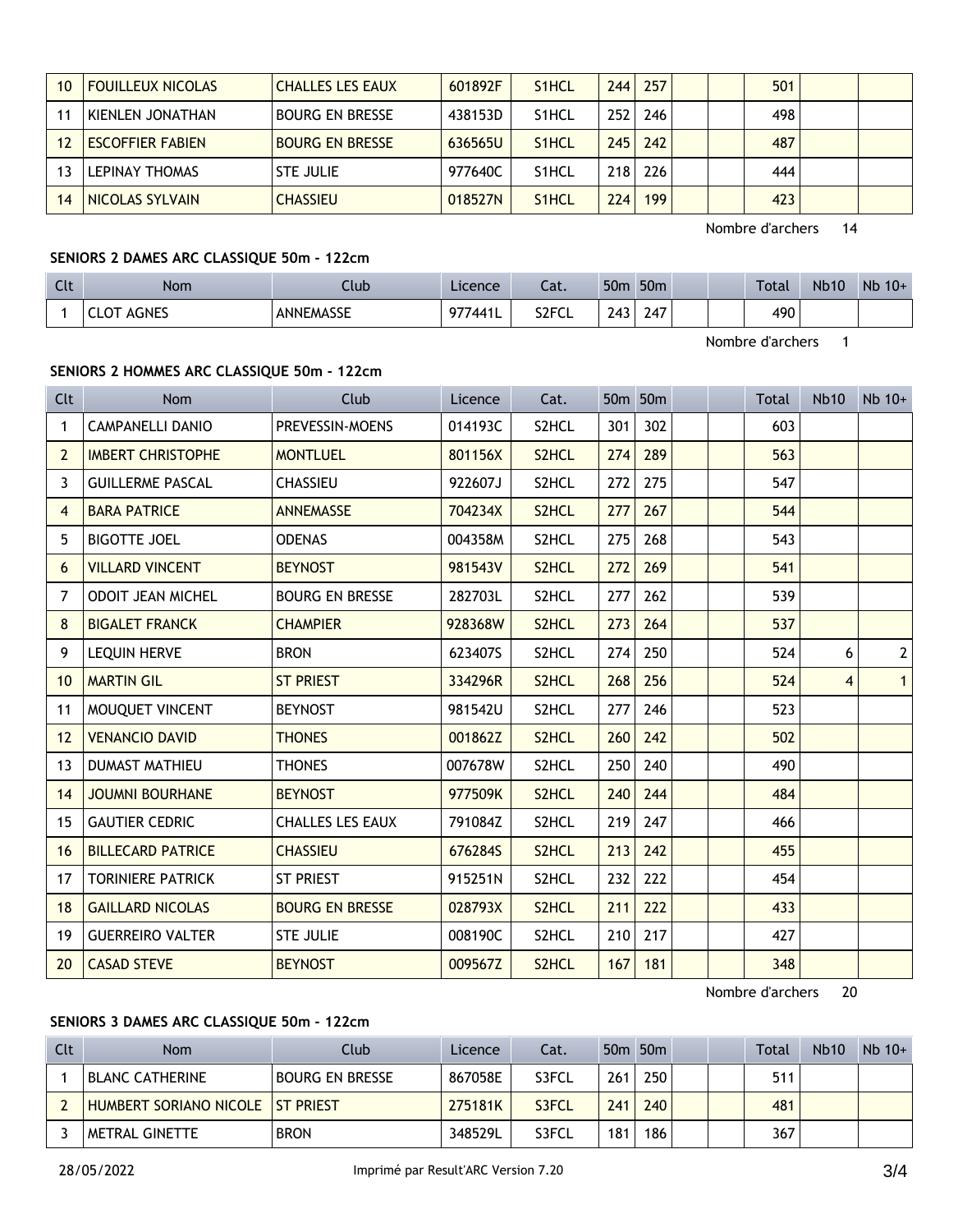| | | | | | | | | | | | |
|---|---|---|---|---|---|---|---|---|---|---|---|
| 10 | FOUILLEUX NICOLAS | CHALLES LES EAUX | 601892F | S1HCL | 244 | 257 | | | 501 | | |
| 11 | KIENLEN JONATHAN | BOURG EN BRESSE | 438153D | S1HCL | 252 | 246 | | | 498 | | |
| 12 | ESCOFFIER FABIEN | BOURG EN BRESSE | 636565U | S1HCL | 245 | 242 | | | 487 | | |
| 13 | LEPINAY THOMAS | STE JULIE | 977640C | S1HCL | 218 | 226 | | | 444 | | |
| 14 | NICOLAS SYLVAIN | CHASSIEU | 018527N | S1HCL | 224 | 199 | | | 423 | | |

Nombre d'archers 14

**SENIORS 2 DAMES ARC CLASSIQUE 50m - 122cm**

| Clt | Nom | Club | Licence | Cat. | 50m | 50m | | | Total | Nb10 | Nb 10+ |
|---|---|---|---|---|---|---|---|---|---|---|---|
| 1 | CLOT AGNES | ANNEMASSE | 977441L | S2FCL | 243 | 247 | | | 490 | | |

Nombre d'archers 1

**SENIORS 2 HOMMES ARC CLASSIQUE 50m - 122cm**

| Clt | Nom | Club | Licence | Cat. | 50m | 50m | | | Total | Nb10 | Nb 10+ |
|---|---|---|---|---|---|---|---|---|---|---|---|
| 1 | CAMPANELLI DANIO | PREVESSIN-MOENS | 014193C | S2HCL | 301 | 302 | | | 603 | | |
| 2 | IMBERT CHRISTOPHE | MONTLUEL | 801156X | S2HCL | 274 | 289 | | | 563 | | |
| 3 | GUILLERME PASCAL | CHASSIEU | 922607J | S2HCL | 272 | 275 | | | 547 | | |
| 4 | BARA PATRICE | ANNEMASSE | 704234X | S2HCL | 277 | 267 | | | 544 | | |
| 5 | BIGOTTE JOEL | ODENAS | 004358M | S2HCL | 275 | 268 | | | 543 | | |
| 6 | VILLARD VINCENT | BEYNOST | 981543V | S2HCL | 272 | 269 | | | 541 | | |
| 7 | ODOIT JEAN MICHEL | BOURG EN BRESSE | 282703L | S2HCL | 277 | 262 | | | 539 | | |
| 8 | BIGALET FRANCK | CHAMPIER | 928368W | S2HCL | 273 | 264 | | | 537 | | |
| 9 | LEQUIN HERVE | BRON | 623407S | S2HCL | 274 | 250 | | | 524 | 6 | 2 |
| 10 | MARTIN GIL | ST PRIEST | 334296R | S2HCL | 268 | 256 | | | 524 | 4 | 1 |
| 11 | MOUQUET VINCENT | BEYNOST | 981542U | S2HCL | 277 | 246 | | | 523 | | |
| 12 | VENANCIO DAVID | THONES | 001862Z | S2HCL | 260 | 242 | | | 502 | | |
| 13 | DUMAST MATHIEU | THONES | 007678W | S2HCL | 250 | 240 | | | 490 | | |
| 14 | JOUMNI BOURHANE | BEYNOST | 977509K | S2HCL | 240 | 244 | | | 484 | | |
| 15 | GAUTIER CEDRIC | CHALLES LES EAUX | 791084Z | S2HCL | 219 | 247 | | | 466 | | |
| 16 | BILLECARD PATRICE | CHASSIEU | 676284S | S2HCL | 213 | 242 | | | 455 | | |
| 17 | TORINIERE PATRICK | ST PRIEST | 915251N | S2HCL | 232 | 222 | | | 454 | | |
| 18 | GAILLARD NICOLAS | BOURG EN BRESSE | 028793X | S2HCL | 211 | 222 | | | 433 | | |
| 19 | GUERREIRO VALTER | STE JULIE | 008190C | S2HCL | 210 | 217 | | | 427 | | |
| 20 | CASAD STEVE | BEYNOST | 009567Z | S2HCL | 167 | 181 | | | 348 | | |

Nombre d'archers 20

**SENIORS 3 DAMES ARC CLASSIQUE 50m - 122cm**

| Clt | Nom | Club | Licence | Cat. | 50m | 50m | | | Total | Nb10 | Nb 10+ |
|---|---|---|---|---|---|---|---|---|---|---|---|
| 1 | BLANC CATHERINE | BOURG EN BRESSE | 867058E | S3FCL | 261 | 250 | | | 511 | | |
| 2 | HUMBERT SORIANO NICOLE | ST PRIEST | 275181K | S3FCL | 241 | 240 | | | 481 | | |
| 3 | METRAL GINETTE | BRON | 348529L | S3FCL | 181 | 186 | | | 367 | | |

28/05/2022 Imprimé par Result'ARC Version 7.20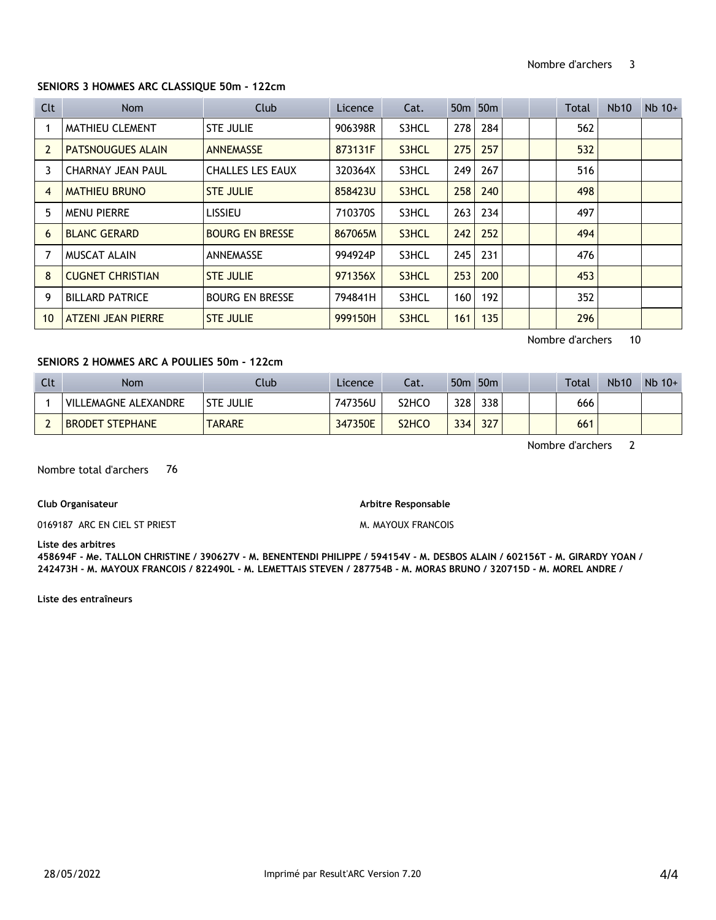Nombre d'archers 3

### SENIORS 3 HOMMES ARC CLASSIQUE 50m - 122cm

| Clt | Nom | Club | Licence | Cat. | 50m | 50m | | | Total | Nb10 | Nb 10+ |
|---|---|---|---|---|---|---|---|---|---|---|---|
| 1 | MATHIEU CLEMENT | STE JULIE | 906398R | S3HCL | 278 | 284 | | | 562 | | |
| 2 | PATSNOUGUES ALAIN | ANNEMASSE | 873131F | S3HCL | 275 | 257 | | | 532 | | |
| 3 | CHARNAY JEAN PAUL | CHALLES LES EAUX | 320364X | S3HCL | 249 | 267 | | | 516 | | |
| 4 | MATHIEU BRUNO | STE JULIE | 858423U | S3HCL | 258 | 240 | | | 498 | | |
| 5 | MENU PIERRE | LISSIEU | 710370S | S3HCL | 263 | 234 | | | 497 | | |
| 6 | BLANC GERARD | BOURG EN BRESSE | 867065M | S3HCL | 242 | 252 | | | 494 | | |
| 7 | MUSCAT ALAIN | ANNEMASSE | 994924P | S3HCL | 245 | 231 | | | 476 | | |
| 8 | CUGNET CHRISTIAN | STE JULIE | 971356X | S3HCL | 253 | 200 | | | 453 | | |
| 9 | BILLARD PATRICE | BOURG EN BRESSE | 794841H | S3HCL | 160 | 192 | | | 352 | | |
| 10 | ATZENI JEAN PIERRE | STE JULIE | 999150H | S3HCL | 161 | 135 | | | 296 | | |

Nombre d'archers 10

### SENIORS 2 HOMMES ARC A POULIES 50m - 122cm

| Clt | Nom | Club | Licence | Cat. | 50m | 50m | | | Total | Nb10 | Nb 10+ |
|---|---|---|---|---|---|---|---|---|---|---|---|
| 1 | VILLEMAGNE ALEXANDRE | STE JULIE | 747356U | S2HCO | 328 | 338 | | | 666 | | |
| 2 | BRODET STEPHANE | TARARE | 347350E | S2HCO | 334 | 327 | | | 661 | | |

Nombre d'archers 2

Nombre total d'archers 76

**Club Organisateur**

0169187 ARC EN CIEL ST PRIEST

**Arbitre Responsable**

M. MAYOUX FRANCOIS

**Liste des arbitres**

**458694F - Me. TALLON CHRISTINE / 390627V - M. BENENTENDI PHILIPPE / 594154V - M. DESBOS ALAIN / 602156T - M. GIRARDY YOAN / 242473H - M. MAYOUX FRANCOIS / 822490L - M. LEMETTAIS STEVEN / 287754B - M. MORAS BRUNO / 320715D - M. MOREL ANDRE /**

**Liste des entraîneurs**

28/05/2022 Imprimé par Result'ARC Version 7.20